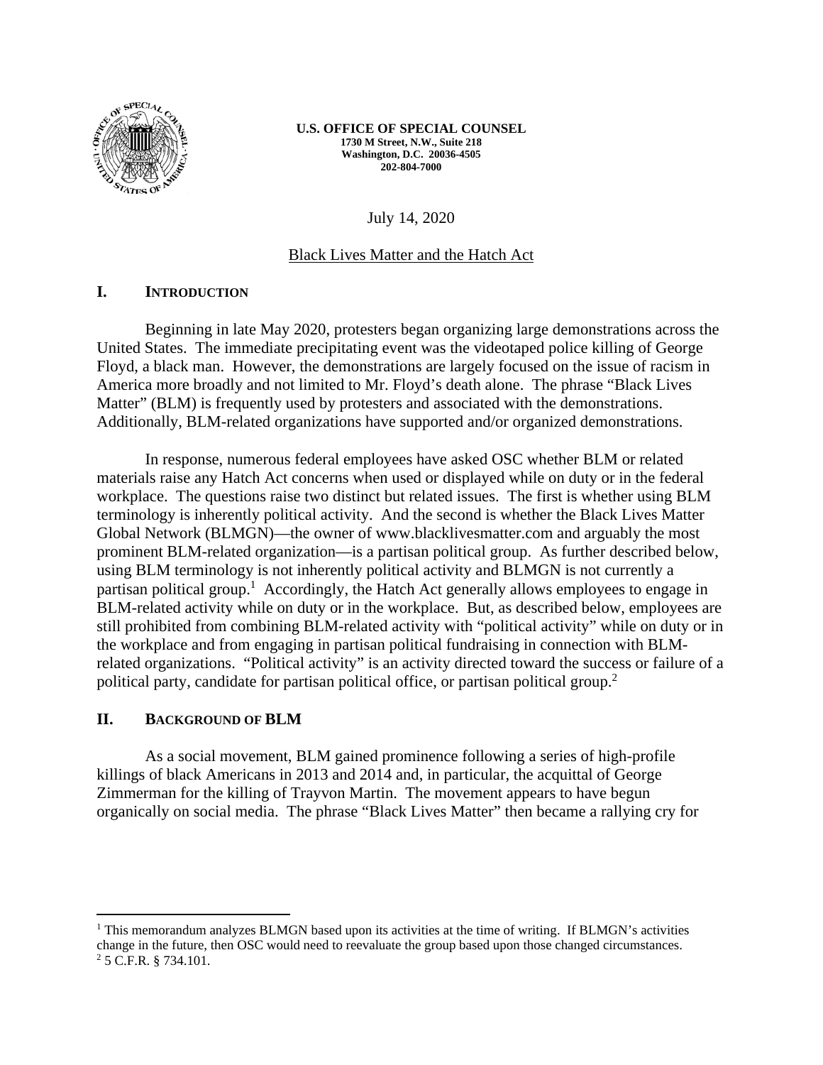**U.S. OFFICE OF SPECIAL COUNSEL**
**1730 M Street, N.W., Suite 218**
**Washington, D.C. 20036-4505**
**202-804-7000**

July 14, 2020

Black Lives Matter and the Hatch Act

## I. INTRODUCTION

Beginning in late May 2020, protesters began organizing large demonstrations across the United States. The immediate precipitating event was the videotaped police killing of George Floyd, a black man. However, the demonstrations are largely focused on the issue of racism in America more broadly and not limited to Mr. Floyd's death alone. The phrase "Black Lives Matter" (BLM) is frequently used by protesters and associated with the demonstrations. Additionally, BLM-related organizations have supported and/or organized demonstrations.

In response, numerous federal employees have asked OSC whether BLM or related materials raise any Hatch Act concerns when used or displayed while on duty or in the federal workplace. The questions raise two distinct but related issues. The first is whether using BLM terminology is inherently political activity. And the second is whether the Black Lives Matter Global Network (BLMGN)—the owner of www.blacklivesmatter.com and arguably the most prominent BLM-related organization—is a partisan political group. As further described below, using BLM terminology is not inherently political activity and BLMGN is not currently a partisan political group.[1] Accordingly, the Hatch Act generally allows employees to engage in BLM-related activity while on duty or in the workplace. But, as described below, employees are still prohibited from combining BLM-related activity with "political activity" while on duty or in the workplace and from engaging in partisan political fundraising in connection with BLM-related organizations. "Political activity" is an activity directed toward the success or failure of a political party, candidate for partisan political office, or partisan political group.[2]

## II. BACKGROUND OF BLM

As a social movement, BLM gained prominence following a series of high-profile killings of black Americans in 2013 and 2014 and, in particular, the acquittal of George Zimmerman for the killing of Trayvon Martin. The movement appears to have begun organically on social media. The phrase "Black Lives Matter" then became a rallying cry for

---

[1] This memorandum analyzes BLMGN based upon its activities at the time of writing. If BLMGN's activities change in the future, then OSC would need to reevaluate the group based upon those changed circumstances.

[2] 5 C.F.R. § 734.101.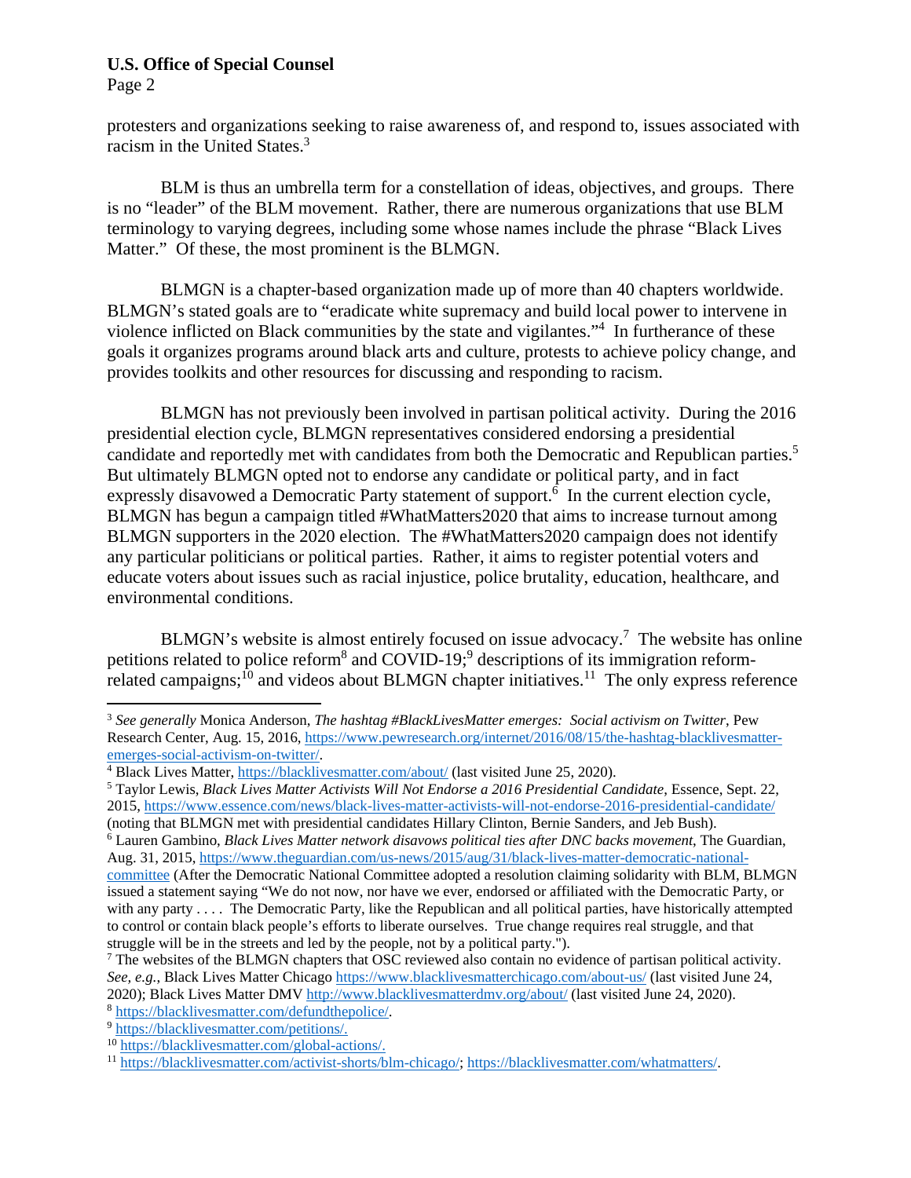protesters and organizations seeking to raise awareness of, and respond to, issues associated with racism in the United States.[3]

BLM is thus an umbrella term for a constellation of ideas, objectives, and groups. There is no "leader" of the BLM movement. Rather, there are numerous organizations that use BLM terminology to varying degrees, including some whose names include the phrase "Black Lives Matter." Of these, the most prominent is the BLMGN.

BLMGN is a chapter-based organization made up of more than 40 chapters worldwide. BLMGN's stated goals are to "eradicate white supremacy and build local power to intervene in violence inflicted on Black communities by the state and vigilantes."[4] In furtherance of these goals it organizes programs around black arts and culture, protests to achieve policy change, and provides toolkits and other resources for discussing and responding to racism.

BLMGN has not previously been involved in partisan political activity. During the 2016 presidential election cycle, BLMGN representatives considered endorsing a presidential candidate and reportedly met with candidates from both the Democratic and Republican parties.[5] But ultimately BLMGN opted not to endorse any candidate or political party, and in fact expressly disavowed a Democratic Party statement of support.[6] In the current election cycle, BLMGN has begun a campaign titled #WhatMatters2020 that aims to increase turnout among BLMGN supporters in the 2020 election. The #WhatMatters2020 campaign does not identify any particular politicians or political parties. Rather, it aims to register potential voters and educate voters about issues such as racial injustice, police brutality, education, healthcare, and environmental conditions.

BLMGN's website is almost entirely focused on issue advocacy.[7] The website has online petitions related to police reform[8] and COVID-19;[9] descriptions of its immigration reform-related campaigns;[10] and videos about BLMGN chapter initiatives.[11] The only express reference

---

[3] *See generally* Monica Anderson, *The hashtag #BlackLivesMatter emerges: Social activism on Twitter*, Pew Research Center, Aug. 15, 2016, https://www.pewresearch.org/internet/2016/08/15/the-hashtag-blacklivesmatter-emerges-social-activism-on-twitter/.

[4] Black Lives Matter, https://blacklivesmatter.com/about/ (last visited June 25, 2020).

[5] Taylor Lewis, *Black Lives Matter Activists Will Not Endorse a 2016 Presidential Candidate*, Essence, Sept. 22, 2015, https://www.essence.com/news/black-lives-matter-activists-will-not-endorse-2016-presidential-candidate/ (noting that BLMGN met with presidential candidates Hillary Clinton, Bernie Sanders, and Jeb Bush).

[6] Lauren Gambino, *Black Lives Matter network disavows political ties after DNC backs movement*, The Guardian, Aug. 31, 2015, https://www.theguardian.com/us-news/2015/aug/31/black-lives-matter-democratic-national-committee (After the Democratic National Committee adopted a resolution claiming solidarity with BLM, BLMGN issued a statement saying "We do not now, nor have we ever, endorsed or affiliated with the Democratic Party, or with any party . . . . The Democratic Party, like the Republican and all political parties, have historically attempted to control or contain black people's efforts to liberate ourselves. True change requires real struggle, and that struggle will be in the streets and led by the people, not by a political party.").

[7] The websites of the BLMGN chapters that OSC reviewed also contain no evidence of partisan political activity. *See, e.g.*, Black Lives Matter Chicago https://www.blacklivesmatterchicago.com/about-us/ (last visited June 24, 2020); Black Lives Matter DMV http://www.blacklivesmatterdmv.org/about/ (last visited June 24, 2020).

[8] https://blacklivesmatter.com/defundthepolice/.

[9] https://blacklivesmatter.com/petitions/.

[10] https://blacklivesmatter.com/global-actions/.

[11] https://blacklivesmatter.com/activist-shorts/blm-chicago/; https://blacklivesmatter.com/whatmatters/.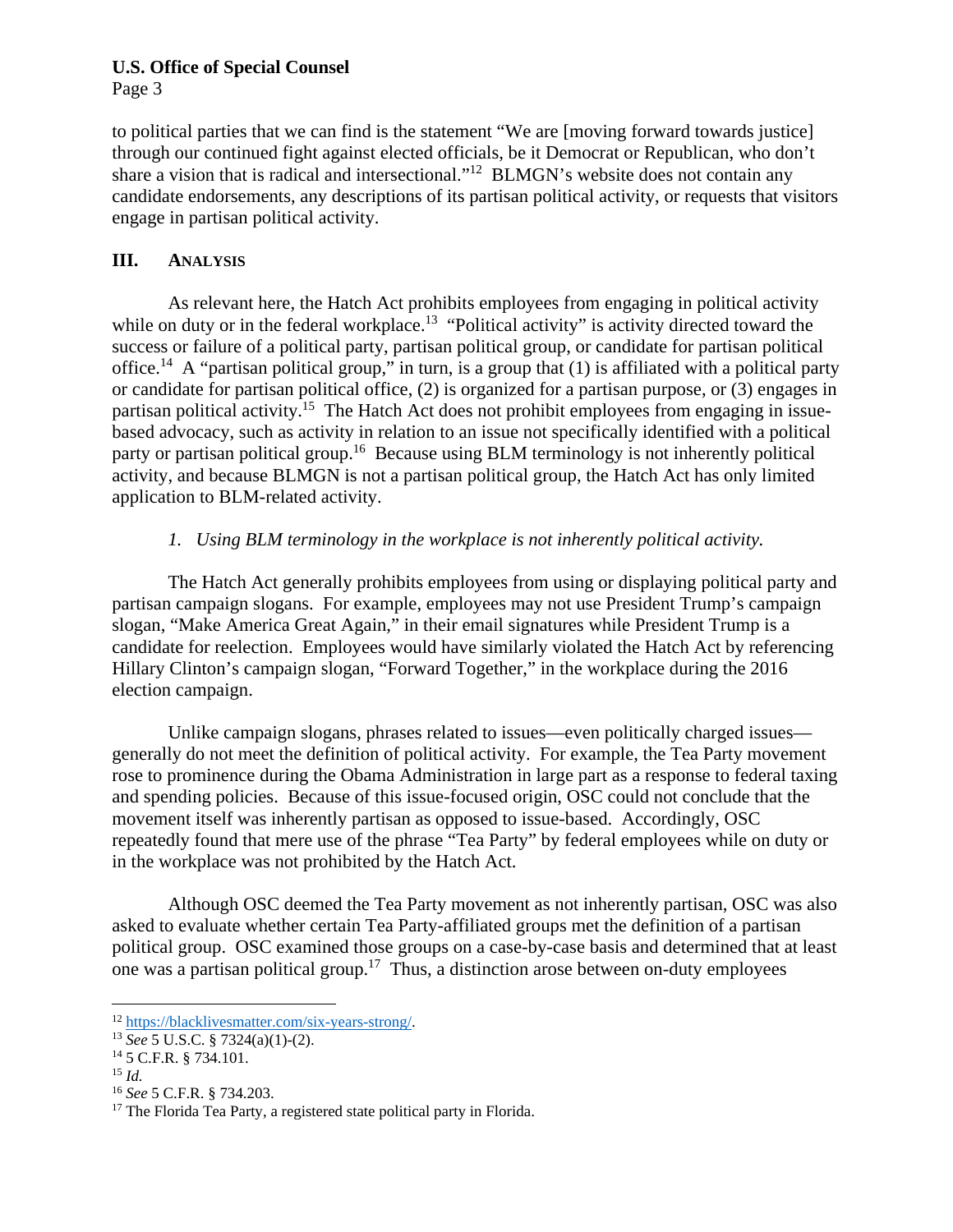to political parties that we can find is the statement "We are [moving forward towards justice] through our continued fight against elected officials, be it Democrat or Republican, who don't share a vision that is radical and intersectional."[12] BLMGN's website does not contain any candidate endorsements, any descriptions of its partisan political activity, or requests that visitors engage in partisan political activity.

## III. ANALYSIS

As relevant here, the Hatch Act prohibits employees from engaging in political activity while on duty or in the federal workplace.[13] "Political activity" is activity directed toward the success or failure of a political party, partisan political group, or candidate for partisan political office.[14] A "partisan political group," in turn, is a group that (1) is affiliated with a political party or candidate for partisan political office, (2) is organized for a partisan purpose, or (3) engages in partisan political activity.[15] The Hatch Act does not prohibit employees from engaging in issue-based advocacy, such as activity in relation to an issue not specifically identified with a political party or partisan political group.[16] Because using BLM terminology is not inherently political activity, and because BLMGN is not a partisan political group, the Hatch Act has only limited application to BLM-related activity.

### *1. Using BLM terminology in the workplace is not inherently political activity.*

The Hatch Act generally prohibits employees from using or displaying political party and partisan campaign slogans. For example, employees may not use President Trump's campaign slogan, "Make America Great Again," in their email signatures while President Trump is a candidate for reelection. Employees would have similarly violated the Hatch Act by referencing Hillary Clinton's campaign slogan, "Forward Together," in the workplace during the 2016 election campaign.

Unlike campaign slogans, phrases related to issues—even politically charged issues—generally do not meet the definition of political activity. For example, the Tea Party movement rose to prominence during the Obama Administration in large part as a response to federal taxing and spending policies. Because of this issue-focused origin, OSC could not conclude that the movement itself was inherently partisan as opposed to issue-based. Accordingly, OSC repeatedly found that mere use of the phrase "Tea Party" by federal employees while on duty or in the workplace was not prohibited by the Hatch Act.

Although OSC deemed the Tea Party movement as not inherently partisan, OSC was also asked to evaluate whether certain Tea Party-affiliated groups met the definition of a partisan political group. OSC examined those groups on a case-by-case basis and determined that at least one was a partisan political group.[17] Thus, a distinction arose between on-duty employees

---

[12] https://blacklivesmatter.com/six-years-strong/.

[13] *See* 5 U.S.C. § 7324(a)(1)-(2).

[14] 5 C.F.R. § 734.101.

[15] *Id.*

[16] *See* 5 C.F.R. § 734.203.

[17] The Florida Tea Party, a registered state political party in Florida.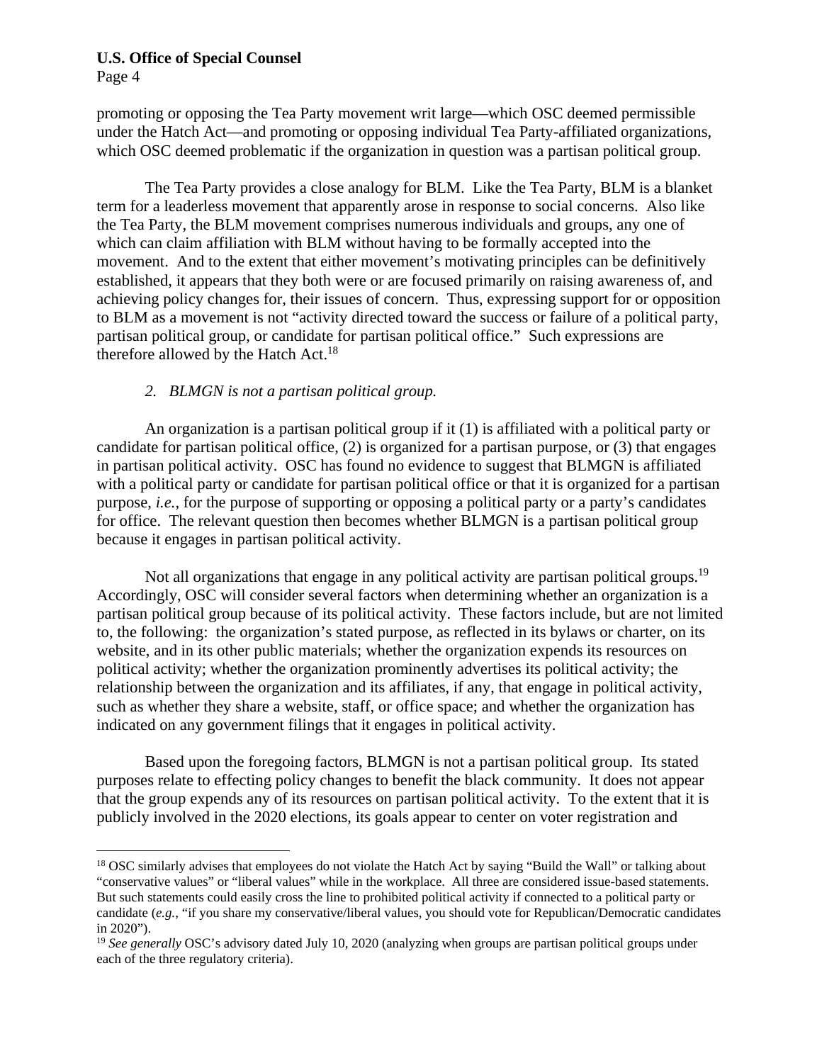promoting or opposing the Tea Party movement writ large—which OSC deemed permissible under the Hatch Act—and promoting or opposing individual Tea Party-affiliated organizations, which OSC deemed problematic if the organization in question was a partisan political group.

The Tea Party provides a close analogy for BLM. Like the Tea Party, BLM is a blanket term for a leaderless movement that apparently arose in response to social concerns. Also like the Tea Party, the BLM movement comprises numerous individuals and groups, any one of which can claim affiliation with BLM without having to be formally accepted into the movement. And to the extent that either movement's motivating principles can be definitively established, it appears that they both were or are focused primarily on raising awareness of, and achieving policy changes for, their issues of concern. Thus, expressing support for or opposition to BLM as a movement is not "activity directed toward the success or failure of a political party, partisan political group, or candidate for partisan political office." Such expressions are therefore allowed by the Hatch Act.[18]

*2. BLMGN is not a partisan political group.*

An organization is a partisan political group if it (1) is affiliated with a political party or candidate for partisan political office, (2) is organized for a partisan purpose, or (3) that engages in partisan political activity. OSC has found no evidence to suggest that BLMGN is affiliated with a political party or candidate for partisan political office or that it is organized for a partisan purpose, *i.e.*, for the purpose of supporting or opposing a political party or a party's candidates for office. The relevant question then becomes whether BLMGN is a partisan political group because it engages in partisan political activity.

Not all organizations that engage in any political activity are partisan political groups.[19] Accordingly, OSC will consider several factors when determining whether an organization is a partisan political group because of its political activity. These factors include, but are not limited to, the following: the organization's stated purpose, as reflected in its bylaws or charter, on its website, and in its other public materials; whether the organization expends its resources on political activity; whether the organization prominently advertises its political activity; the relationship between the organization and its affiliates, if any, that engage in political activity, such as whether they share a website, staff, or office space; and whether the organization has indicated on any government filings that it engages in political activity.

Based upon the foregoing factors, BLMGN is not a partisan political group. Its stated purposes relate to effecting policy changes to benefit the black community. It does not appear that the group expends any of its resources on partisan political activity. To the extent that it is publicly involved in the 2020 elections, its goals appear to center on voter registration and

---

[18] OSC similarly advises that employees do not violate the Hatch Act by saying "Build the Wall" or talking about "conservative values" or "liberal values" while in the workplace. All three are considered issue-based statements. But such statements could easily cross the line to prohibited political activity if connected to a political party or candidate (*e.g.*, "if you share my conservative/liberal values, you should vote for Republican/Democratic candidates in 2020").

[19] *See generally* OSC's advisory dated July 10, 2020 (analyzing when groups are partisan political groups under each of the three regulatory criteria).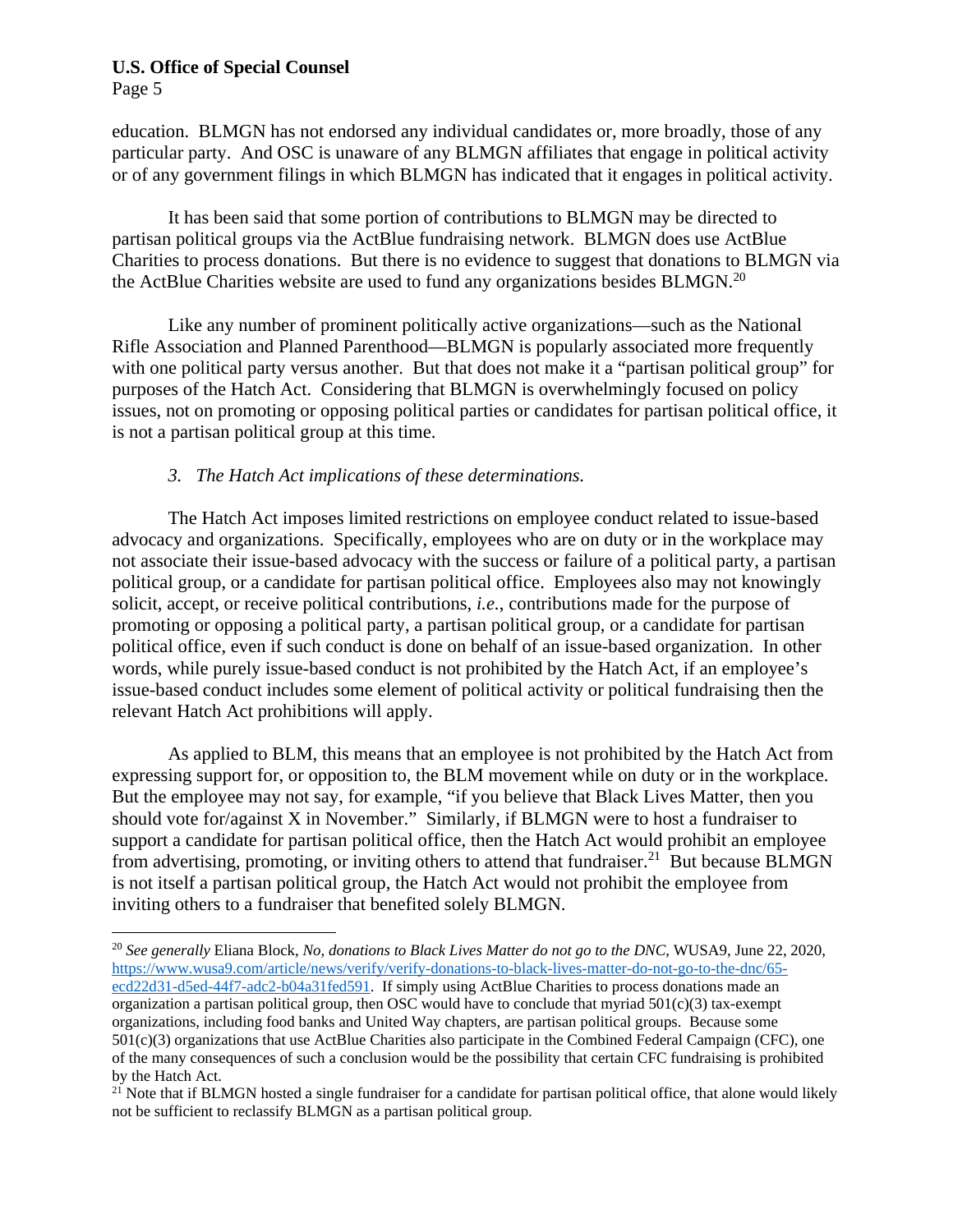education. BLMGN has not endorsed any individual candidates or, more broadly, those of any particular party. And OSC is unaware of any BLMGN affiliates that engage in political activity or of any government filings in which BLMGN has indicated that it engages in political activity.

It has been said that some portion of contributions to BLMGN may be directed to partisan political groups via the ActBlue fundraising network. BLMGN does use ActBlue Charities to process donations. But there is no evidence to suggest that donations to BLMGN via the ActBlue Charities website are used to fund any organizations besides BLMGN.[20]

Like any number of prominent politically active organizations—such as the National Rifle Association and Planned Parenthood—BLMGN is popularly associated more frequently with one political party versus another. But that does not make it a "partisan political group" for purposes of the Hatch Act. Considering that BLMGN is overwhelmingly focused on policy issues, not on promoting or opposing political parties or candidates for partisan political office, it is not a partisan political group at this time.

### *3. The Hatch Act implications of these determinations.*

The Hatch Act imposes limited restrictions on employee conduct related to issue-based advocacy and organizations. Specifically, employees who are on duty or in the workplace may not associate their issue-based advocacy with the success or failure of a political party, a partisan political group, or a candidate for partisan political office. Employees also may not knowingly solicit, accept, or receive political contributions, *i.e.*, contributions made for the purpose of promoting or opposing a political party, a partisan political group, or a candidate for partisan political office, even if such conduct is done on behalf of an issue-based organization. In other words, while purely issue-based conduct is not prohibited by the Hatch Act, if an employee's issue-based conduct includes some element of political activity or political fundraising then the relevant Hatch Act prohibitions will apply.

As applied to BLM, this means that an employee is not prohibited by the Hatch Act from expressing support for, or opposition to, the BLM movement while on duty or in the workplace. But the employee may not say, for example, "if you believe that Black Lives Matter, then you should vote for/against X in November." Similarly, if BLMGN were to host a fundraiser to support a candidate for partisan political office, then the Hatch Act would prohibit an employee from advertising, promoting, or inviting others to attend that fundraiser.[21] But because BLMGN is not itself a partisan political group, the Hatch Act would not prohibit the employee from inviting others to a fundraiser that benefited solely BLMGN.

---

[20] *See generally* Eliana Block, *No, donations to Black Lives Matter do not go to the DNC*, WUSA9, June 22, 2020, https://www.wusa9.com/article/news/verify/verify-donations-to-black-lives-matter-do-not-go-to-the-dnc/65-ecd22d31-d5ed-44f7-adc2-b04a31fed591. If simply using ActBlue Charities to process donations made an organization a partisan political group, then OSC would have to conclude that myriad 501(c)(3) tax-exempt organizations, including food banks and United Way chapters, are partisan political groups. Because some 501(c)(3) organizations that use ActBlue Charities also participate in the Combined Federal Campaign (CFC), one of the many consequences of such a conclusion would be the possibility that certain CFC fundraising is prohibited by the Hatch Act.

[21] Note that if BLMGN hosted a single fundraiser for a candidate for partisan political office, that alone would likely not be sufficient to reclassify BLMGN as a partisan political group.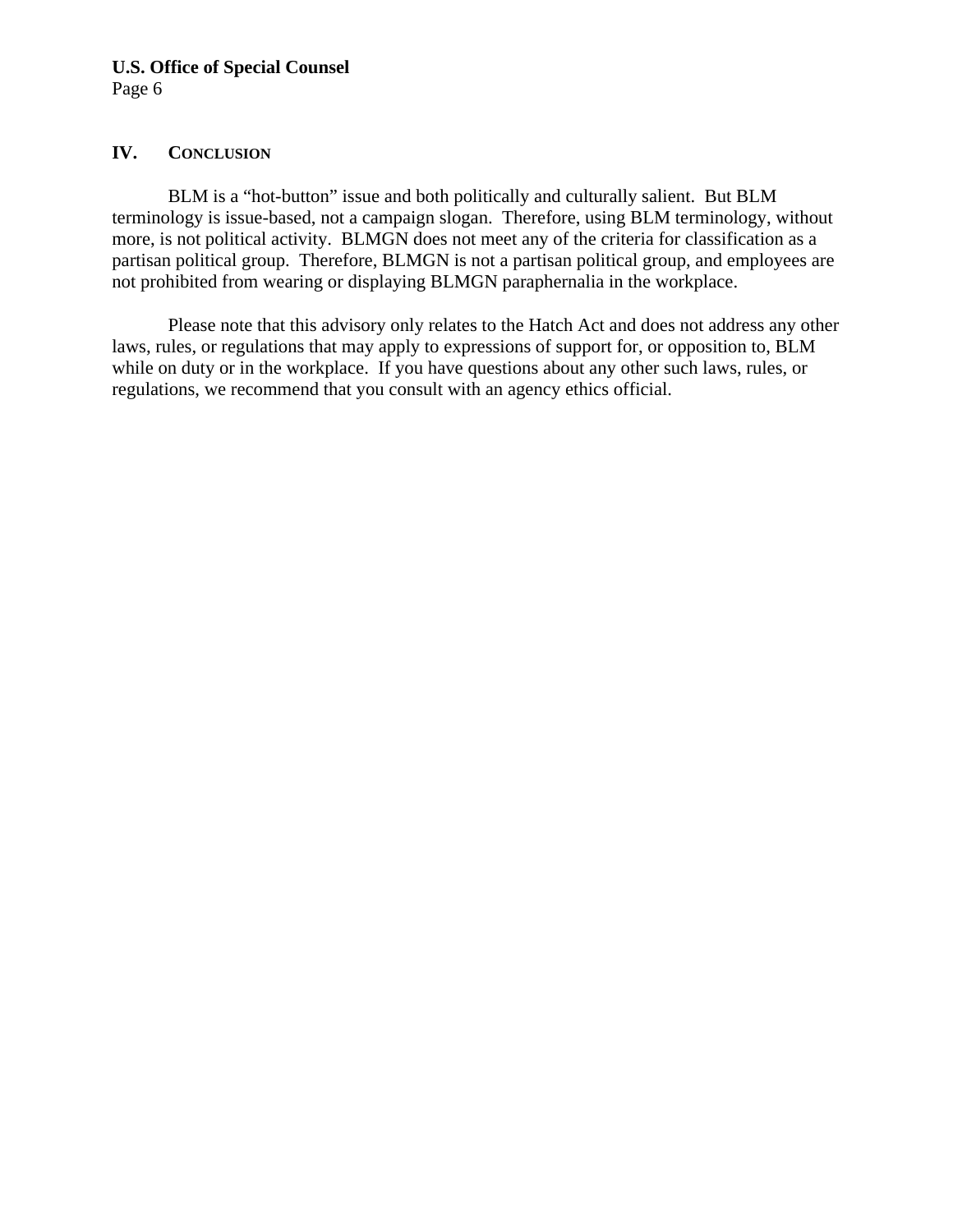## IV. CONCLUSION

BLM is a "hot-button" issue and both politically and culturally salient. But BLM terminology is issue-based, not a campaign slogan. Therefore, using BLM terminology, without more, is not political activity. BLMGN does not meet any of the criteria for classification as a partisan political group. Therefore, BLMGN is not a partisan political group, and employees are not prohibited from wearing or displaying BLMGN paraphernalia in the workplace.

Please note that this advisory only relates to the Hatch Act and does not address any other laws, rules, or regulations that may apply to expressions of support for, or opposition to, BLM while on duty or in the workplace. If you have questions about any other such laws, rules, or regulations, we recommend that you consult with an agency ethics official.